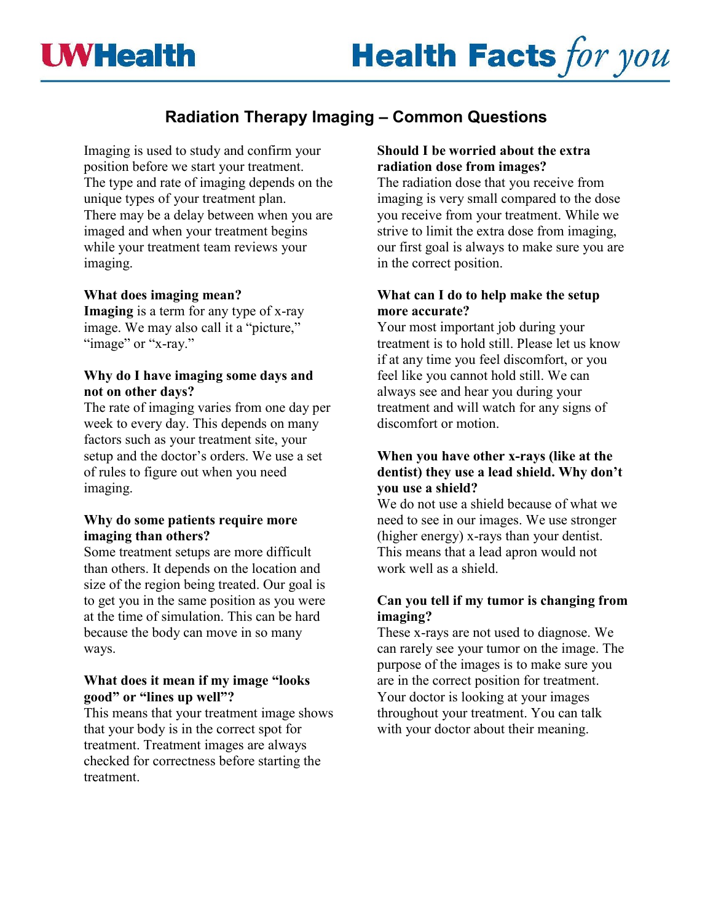# Radiation Therapy Imaging – Common Questions

Imaging is used to study and confirm your position before we start your treatment. The type and rate of imaging depends on the unique types of your treatment plan. There may be a delay between when you are imaged and when your treatment begins while your treatment team reviews your imaging.

**What does imaging mean?**
**Imaging** is a term for any type of x-ray image. We may also call it a "picture," "image" or "x-ray."

**Why do I have imaging some days and not on other days?**
The rate of imaging varies from one day per week to every day. This depends on many factors such as your treatment site, your setup and the doctor's orders. We use a set of rules to figure out when you need imaging.

**Why do some patients require more imaging than others?**
Some treatment setups are more difficult than others. It depends on the location and size of the region being treated. Our goal is to get you in the same position as you were at the time of simulation. This can be hard because the body can move in so many ways.

**What does it mean if my image "looks good" or "lines up well"?**
This means that your treatment image shows that your body is in the correct spot for treatment. Treatment images are always checked for correctness before starting the treatment.

**Should I be worried about the extra radiation dose from images?**
The radiation dose that you receive from imaging is very small compared to the dose you receive from your treatment. While we strive to limit the extra dose from imaging, our first goal is always to make sure you are in the correct position.

**What can I do to help make the setup more accurate?**
Your most important job during your treatment is to hold still. Please let us know if at any time you feel discomfort, or you feel like you cannot hold still. We can always see and hear you during your treatment and will watch for any signs of discomfort or motion.

**When you have other x-rays (like at the dentist) they use a lead shield. Why don't you use a shield?**
We do not use a shield because of what we need to see in our images. We use stronger (higher energy) x-rays than your dentist. This means that a lead apron would not work well as a shield.

**Can you tell if my tumor is changing from imaging?**
These x-rays are not used to diagnose. We can rarely see your tumor on the image. The purpose of the images is to make sure you are in the correct position for treatment. Your doctor is looking at your images throughout your treatment. You can talk with your doctor about their meaning.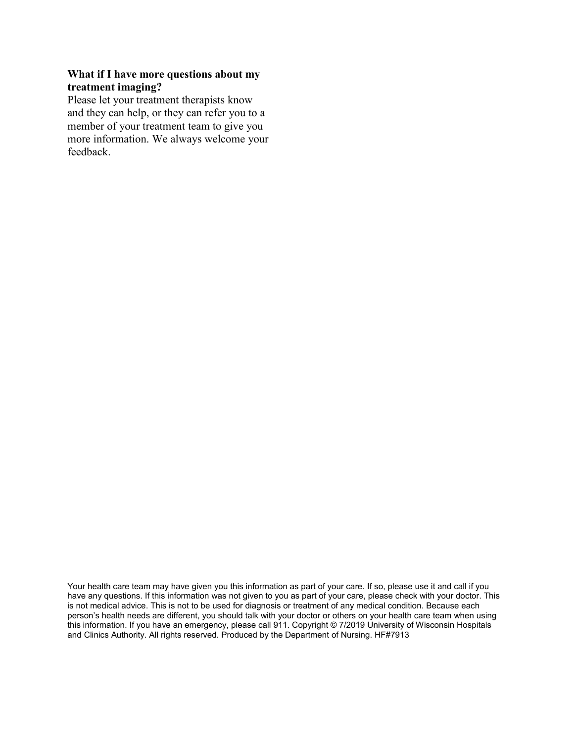**What if I have more questions about my treatment imaging?**

Please let your treatment therapists know and they can help, or they can refer you to a member of your treatment team to give you more information. We always welcome your feedback.

Your health care team may have given you this information as part of your care. If so, please use it and call if you have any questions. If this information was not given to you as part of your care, please check with your doctor. This is not medical advice. This is not to be used for diagnosis or treatment of any medical condition. Because each person's health needs are different, you should talk with your doctor or others on your health care team when using this information. If you have an emergency, please call 911. Copyright © 7/2019 University of Wisconsin Hospitals and Clinics Authority. All rights reserved. Produced by the Department of Nursing. HF#7913